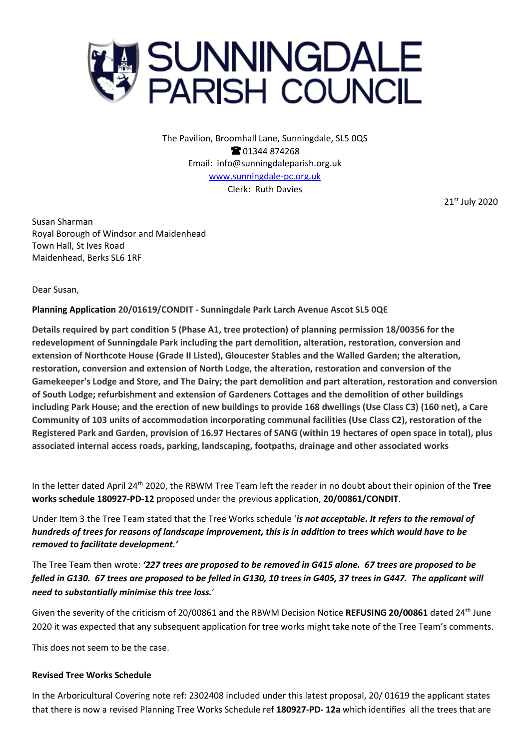# SUNNINGDALE PARISH COUNCIL

The Pavilion, Broomhall Lane, Sunningdale, SL5 0QS
☎ 01344 874268
Email: info@sunningdaleparish.org.uk
www.sunningdale-pc.org.uk
Clerk: Ruth Davies

21st July 2020

Susan Sharman
Royal Borough of Windsor and Maidenhead
Town Hall, St Ives Road
Maidenhead, Berks SL6 1RF

Dear Susan,

**Planning Application 20/01619/CONDIT - Sunningdale Park Larch Avenue Ascot SL5 0QE**

**Details required by part condition 5 (Phase A1, tree protection) of planning permission 18/00356 for the redevelopment of Sunningdale Park including the part demolition, alteration, restoration, conversion and extension of Northcote House (Grade II Listed), Gloucester Stables and the Walled Garden; the alteration, restoration, conversion and extension of North Lodge, the alteration, restoration and conversion of the Gamekeeper's Lodge and Store, and The Dairy; the part demolition and part alteration, restoration and conversion of South Lodge; refurbishment and extension of Gardeners Cottages and the demolition of other buildings including Park House; and the erection of new buildings to provide 168 dwellings (Use Class C3) (160 net), a Care Community of 103 units of accommodation incorporating communal facilities (Use Class C2), restoration of the Registered Park and Garden, provision of 16.97 Hectares of SANG (within 19 hectares of open space in total), plus associated internal access roads, parking, landscaping, footpaths, drainage and other associated works**

In the letter dated April 24th 2020, the RBWM Tree Team left the reader in no doubt about their opinion of the **Tree works schedule 180927-PD-12** proposed under the previous application, **20/00861/CONDIT**.

Under Item 3 the Tree Team stated that the Tree Works schedule '***is not acceptable. It refers to the removal of hundreds of trees for reasons of landscape improvement, this is in addition to trees which would have to be removed to facilitate development.'***

The Tree Team then wrote: ***'227 trees are proposed to be removed in G415 alone. 67 trees are proposed to be felled in G130. 67 trees are proposed to be felled in G130, 10 trees in G405, 37 trees in G447. The applicant will need to substantially minimise this tree loss.***'

Given the severity of the criticism of 20/00861 and the RBWM Decision Notice **REFUSING 20/00861** dated 24th June 2020 it was expected that any subsequent application for tree works might take note of the Tree Team's comments.

This does not seem to be the case.

**Revised Tree Works Schedule**

In the Arboricultural Covering note ref: 2302408 included under this latest proposal, 20/ 01619 the applicant states that there is now a revised Planning Tree Works Schedule ref **180927-PD- 12a** which identifies all the trees that are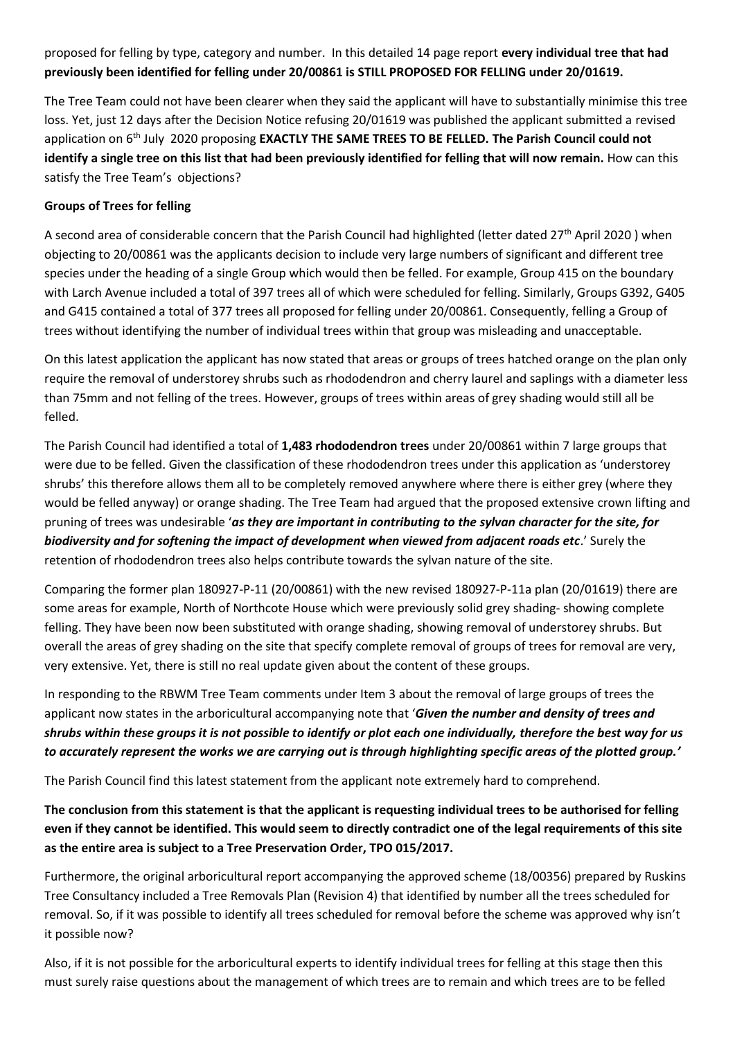proposed for felling by type, category and number. In this detailed 14 page report **every individual tree that had previously been identified for felling under 20/00861 is STILL PROPOSED FOR FELLING under 20/01619.**

The Tree Team could not have been clearer when they said the applicant will have to substantially minimise this tree loss. Yet, just 12 days after the Decision Notice refusing 20/01619 was published the applicant submitted a revised application on 6th July 2020 proposing **EXACTLY THE SAME TREES TO BE FELLED. The Parish Council could not identify a single tree on this list that had been previously identified for felling that will now remain.** How can this satisfy the Tree Team's objections?

**Groups of Trees for felling**

A second area of considerable concern that the Parish Council had highlighted (letter dated 27th April 2020 ) when objecting to 20/00861 was the applicants decision to include very large numbers of significant and different tree species under the heading of a single Group which would then be felled. For example, Group 415 on the boundary with Larch Avenue included a total of 397 trees all of which were scheduled for felling. Similarly, Groups G392, G405 and G415 contained a total of 377 trees all proposed for felling under 20/00861. Consequently, felling a Group of trees without identifying the number of individual trees within that group was misleading and unacceptable.

On this latest application the applicant has now stated that areas or groups of trees hatched orange on the plan only require the removal of understorey shrubs such as rhododendron and cherry laurel and saplings with a diameter less than 75mm and not felling of the trees. However, groups of trees within areas of grey shading would still all be felled.

The Parish Council had identified a total of **1,483 rhododendron trees** under 20/00861 within 7 large groups that were due to be felled. Given the classification of these rhododendron trees under this application as 'understorey shrubs' this therefore allows them all to be completely removed anywhere where there is either grey (where they would be felled anyway) or orange shading. The Tree Team had argued that the proposed extensive crown lifting and pruning of trees was undesirable '***as they are important in contributing to the sylvan character for the site, for biodiversity and for softening the impact of development when viewed from adjacent roads etc***.' Surely the retention of rhododendron trees also helps contribute towards the sylvan nature of the site.

Comparing the former plan 180927-P-11 (20/00861) with the new revised 180927-P-11a plan (20/01619) there are some areas for example, North of Northcote House which were previously solid grey shading- showing complete felling. They have been now been substituted with orange shading, showing removal of understorey shrubs. But overall the areas of grey shading on the site that specify complete removal of groups of trees for removal are very, very extensive. Yet, there is still no real update given about the content of these groups.

In responding to the RBWM Tree Team comments under Item 3 about the removal of large groups of trees the applicant now states in the arboricultural accompanying note that '***Given the number and density of trees and shrubs within these groups it is not possible to identify or plot each one individually, therefore the best way for us to accurately represent the works we are carrying out is through highlighting specific areas of the plotted group.'***

The Parish Council find this latest statement from the applicant note extremely hard to comprehend.

**The conclusion from this statement is that the applicant is requesting individual trees to be authorised for felling even if they cannot be identified. This would seem to directly contradict one of the legal requirements of this site as the entire area is subject to a Tree Preservation Order, TPO 015/2017.**

Furthermore, the original arboricultural report accompanying the approved scheme (18/00356) prepared by Ruskins Tree Consultancy included a Tree Removals Plan (Revision 4) that identified by number all the trees scheduled for removal. So, if it was possible to identify all trees scheduled for removal before the scheme was approved why isn't it possible now?

Also, if it is not possible for the arboricultural experts to identify individual trees for felling at this stage then this must surely raise questions about the management of which trees are to remain and which trees are to be felled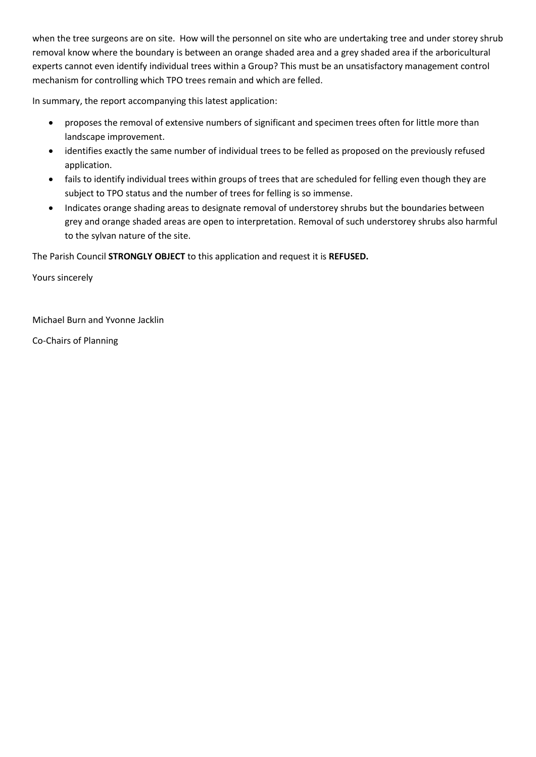when the tree surgeons are on site. How will the personnel on site who are undertaking tree and under storey shrub removal know where the boundary is between an orange shaded area and a grey shaded area if the arboricultural experts cannot even identify individual trees within a Group? This must be an unsatisfactory management control mechanism for controlling which TPO trees remain and which are felled.

In summary, the report accompanying this latest application:

- proposes the removal of extensive numbers of significant and specimen trees often for little more than landscape improvement.
- identifies exactly the same number of individual trees to be felled as proposed on the previously refused application.
- fails to identify individual trees within groups of trees that are scheduled for felling even though they are subject to TPO status and the number of trees for felling is so immense.
- Indicates orange shading areas to designate removal of understorey shrubs but the boundaries between grey and orange shaded areas are open to interpretation. Removal of such understorey shrubs also harmful to the sylvan nature of the site.

The Parish Council **STRONGLY OBJECT** to this application and request it is **REFUSED.**

Yours sincerely

Michael Burn and Yvonne Jacklin

Co-Chairs of Planning